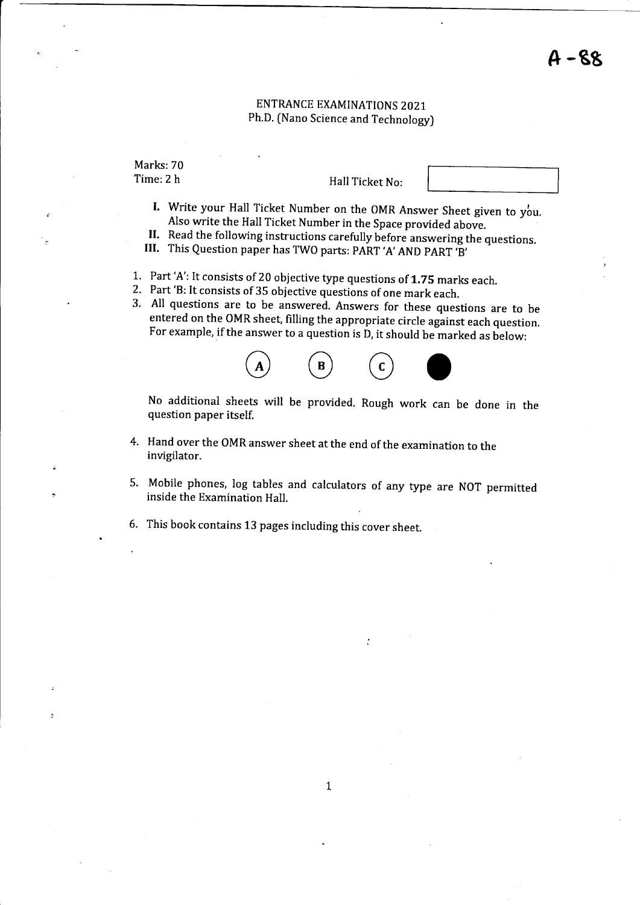A-88

# ENTRANCE EXAMINATIONS 2021
## Ph.D. (Nano Science and Technology)

Marks: 70
Time: 2 h

Hall Ticket No: 

I. Write your Hall Ticket Number on the OMR Answer Sheet given to you. Also write the Hall Ticket Number in the Space provided above.

II. Read the following instructions carefully before answering the questions.

III. This Question paper has TWO parts: PART 'A' AND PART 'B'

1. Part 'A': It consists of 20 objective type questions of **1.75** marks each.
2. Part 'B: It consists of 35 objective questions of one mark each.
3. All questions are to be answered. Answers for these questions are to be entered on the OMR sheet, filling the appropriate circle against each question. For example, if the answer to a question is D, it should be marked as below:

   (A) (B) (C) ●

   No additional sheets will be provided. Rough work can be done in the question paper itself.

4. Hand over the OMR answer sheet at the end of the examination to the invigilator.
5. Mobile phones, log tables and calculators of any type are NOT permitted inside the Examination Hall.
6. This book contains 13 pages including this cover sheet.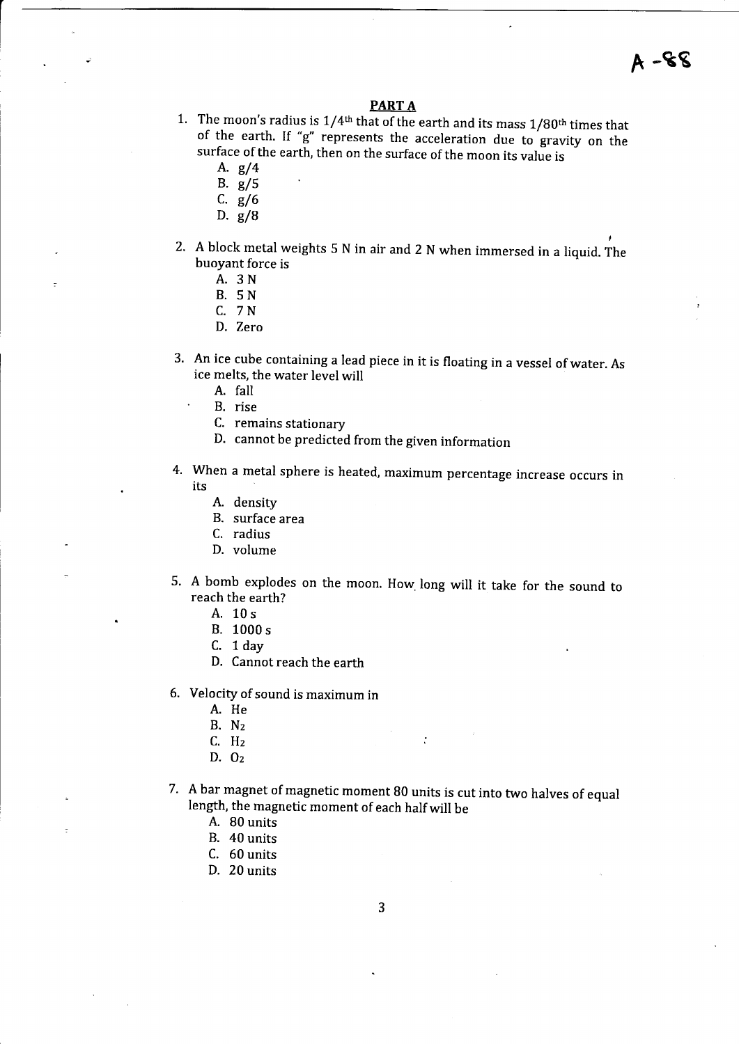A -88

## PART A

1. The moon's radius is $1/4^{th}$ that of the earth and its mass $1/80^{th}$ times that of the earth. If "g" represents the acceleration due to gravity on the surface of the earth, then on the surface of the moon its value is
   - A. g/4
   - B. g/5
   - C. g/6
   - D. g/8

2. A block metal weights 5 N in air and 2 N when immersed in a liquid. The buoyant force is
   - A. 3 N
   - B. 5 N
   - C. 7 N
   - D. Zero

3. An ice cube containing a lead piece in it is floating in a vessel of water. As ice melts, the water level will
   - A. fall
   - B. rise
   - C. remains stationary
   - D. cannot be predicted from the given information

4. When a metal sphere is heated, maximum percentage increase occurs in its
   - A. density
   - B. surface area
   - C. radius
   - D. volume

5. A bomb explodes on the moon. How long will it take for the sound to reach the earth?
   - A. 10 s
   - B. 1000 s
   - C. 1 day
   - D. Cannot reach the earth

6. Velocity of sound is maximum in
   - A. He
   - B. $N_2$
   - C. $H_2$
   - D. $O_2$

7. A bar magnet of magnetic moment 80 units is cut into two halves of equal length, the magnetic moment of each half will be
   - A. 80 units
   - B. 40 units
   - C. 60 units
   - D. 20 units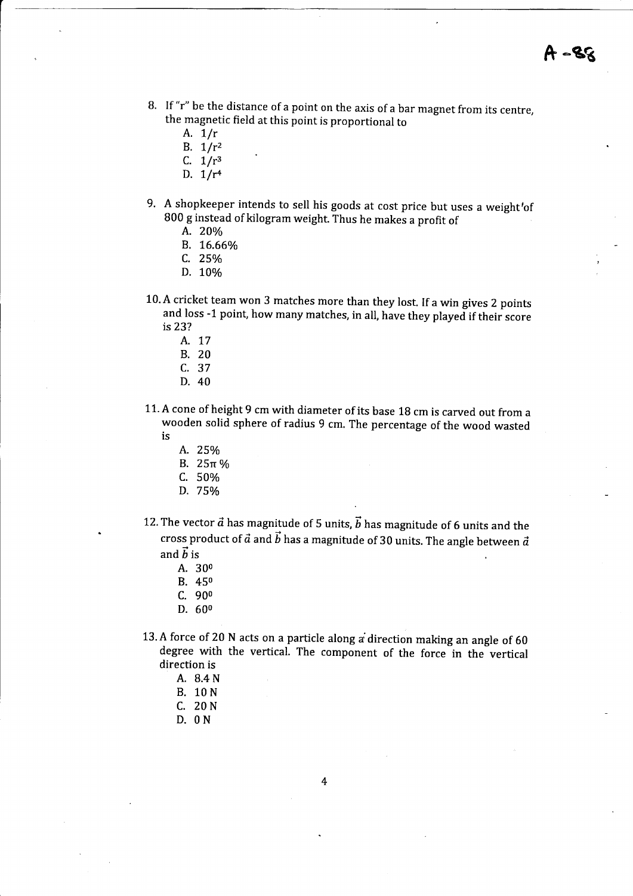8. If "r" be the distance of a point on the axis of a bar magnet from its centre, the magnetic field at this point is proportional to
   A. $1/r$
   B. $1/r^2$
   C. $1/r^3$
   D. $1/r^4$

9. A shopkeeper intends to sell his goods at cost price but uses a weight of 800 g instead of kilogram weight. Thus he makes a profit of
   A. 20%
   B. 16.66%
   C. 25%
   D. 10%

10. A cricket team won 3 matches more than they lost. If a win gives 2 points and loss -1 point, how many matches, in all, have they played if their score is 23?
    A. 17
    B. 20
    C. 37
    D. 40

11. A cone of height 9 cm with diameter of its base 18 cm is carved out from a wooden solid sphere of radius 9 cm. The percentage of the wood wasted is
    A. 25%
    B. $25\pi$ %
    C. 50%
    D. 75%

12. The vector $\vec{a}$ has magnitude of 5 units, $\vec{b}$ has magnitude of 6 units and the cross product of $\vec{a}$ and $\vec{b}$ has a magnitude of 30 units. The angle between $\vec{a}$ and $\vec{b}$ is
    A. $30^0$
    B. $45^0$
    C. $90^0$
    D. $60^0$

13. A force of 20 N acts on a particle along a direction making an angle of 60 degree with the vertical. The component of the force in the vertical direction is
    A. 8.4 N
    B. 10 N
    C. 20 N
    D. 0 N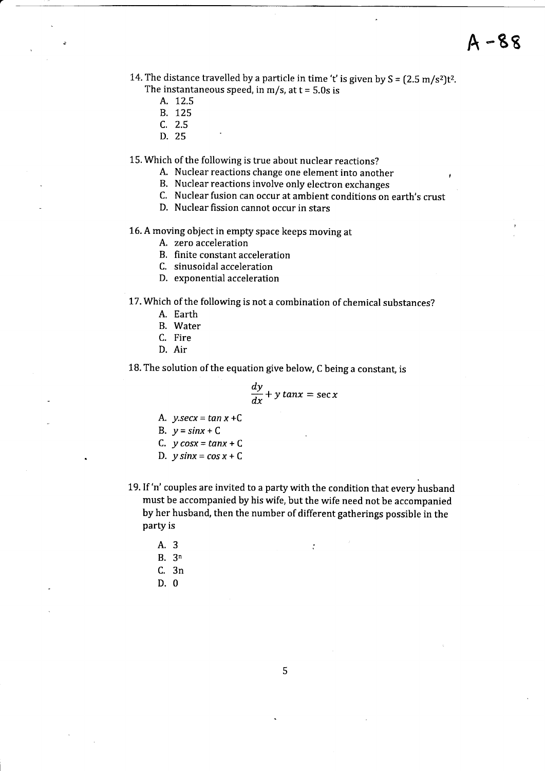A -88

14. The distance travelled by a particle in time 't' is given by $S = (2.5\ m/s^2)t^2$. The instantaneous speed, in m/s, at t = 5.0s is
    - A. 12.5
    - B. 125
    - C. 2.5
    - D. 25

15. Which of the following is true about nuclear reactions?
    - A. Nuclear reactions change one element into another
    - B. Nuclear reactions involve only electron exchanges
    - C. Nuclear fusion can occur at ambient conditions on earth's crust
    - D. Nuclear fission cannot occur in stars

16. A moving object in empty space keeps moving at
    - A. zero acceleration
    - B. finite constant acceleration
    - C. sinusoidal acceleration
    - D. exponential acceleration

17. Which of the following is not a combination of chemical substances?
    - A. Earth
    - B. Water
    - C. Fire
    - D. Air

18. The solution of the equation give below, C being a constant, is

$$\frac{dy}{dx} + y\,tan x = \sec x$$

    - A. $y.secx = tan\,x + C$
    - B. $y = sinx + C$
    - C. $y\,cosx = tanx + C$
    - D. $y\,sinx = cos\,x + C$

19. If 'n' couples are invited to a party with the condition that every husband must be accompanied by his wife, but the wife need not be accompanied by her husband, then the number of different gatherings possible in the party is
    - A. 3
    - B. $3^n$
    - C. 3n
    - D. 0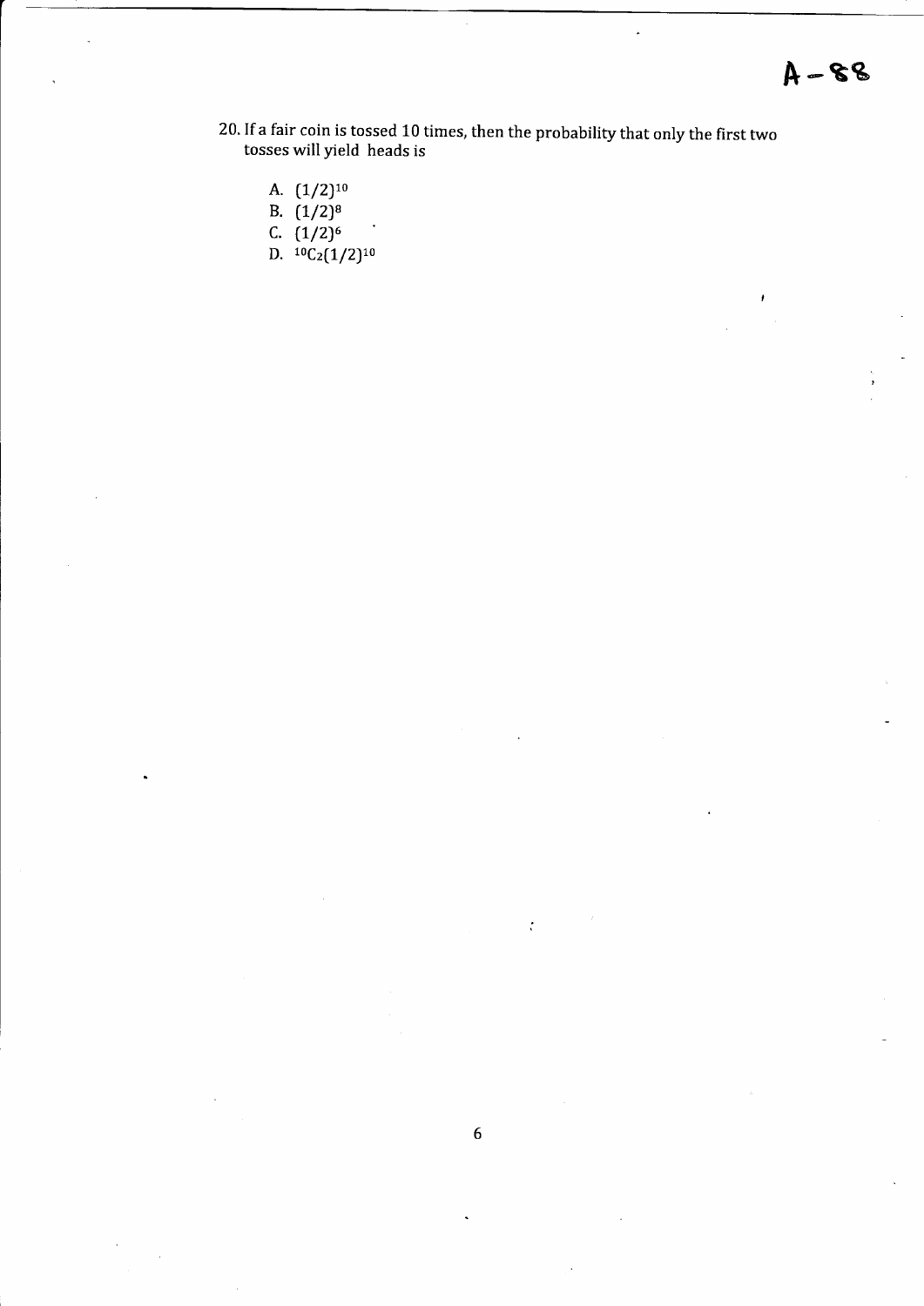20. If a fair coin is tossed 10 times, then the probability that only the first two tosses will yield heads is

   A. $(1/2)^{10}$
   B. $(1/2)^{8}$
   C. $(1/2)^{6}$
   D. ${}^{10}C_2(1/2)^{10}$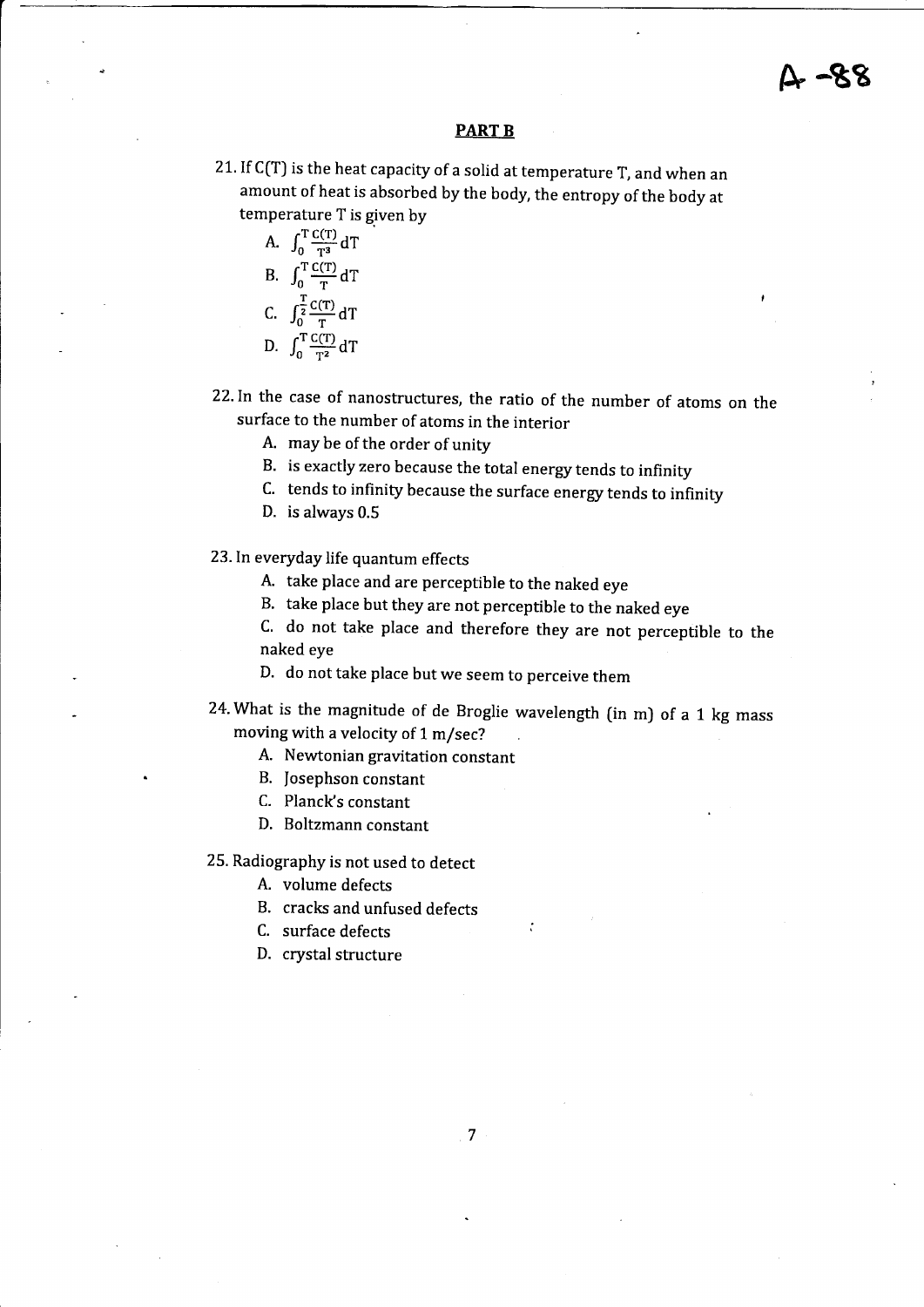## PART B

21. If C(T) is the heat capacity of a solid at temperature T, and when an amount of heat is absorbed by the body, the entropy of the body at temperature T is given by
    - A. $\int_0^T \frac{C(T)}{T^3} dT$
    - B. $\int_0^T \frac{C(T)}{T} dT$
    - C. $\int_0^{\frac{T}{2}} \frac{C(T)}{T} dT$
    - D. $\int_0^T \frac{C(T)}{T^2} dT$

22. In the case of nanostructures, the ratio of the number of atoms on the surface to the number of atoms in the interior
    - A. may be of the order of unity
    - B. is exactly zero because the total energy tends to infinity
    - C. tends to infinity because the surface energy tends to infinity
    - D. is always 0.5

23. In everyday life quantum effects
    - A. take place and are perceptible to the naked eye
    - B. take place but they are not perceptible to the naked eye
    - C. do not take place and therefore they are not perceptible to the naked eye
    - D. do not take place but we seem to perceive them

24. What is the magnitude of de Broglie wavelength (in m) of a 1 kg mass moving with a velocity of 1 m/sec?
    - A. Newtonian gravitation constant
    - B. Josephson constant
    - C. Planck's constant
    - D. Boltzmann constant

25. Radiography is not used to detect
    - A. volume defects
    - B. cracks and unfused defects
    - C. surface defects
    - D. crystal structure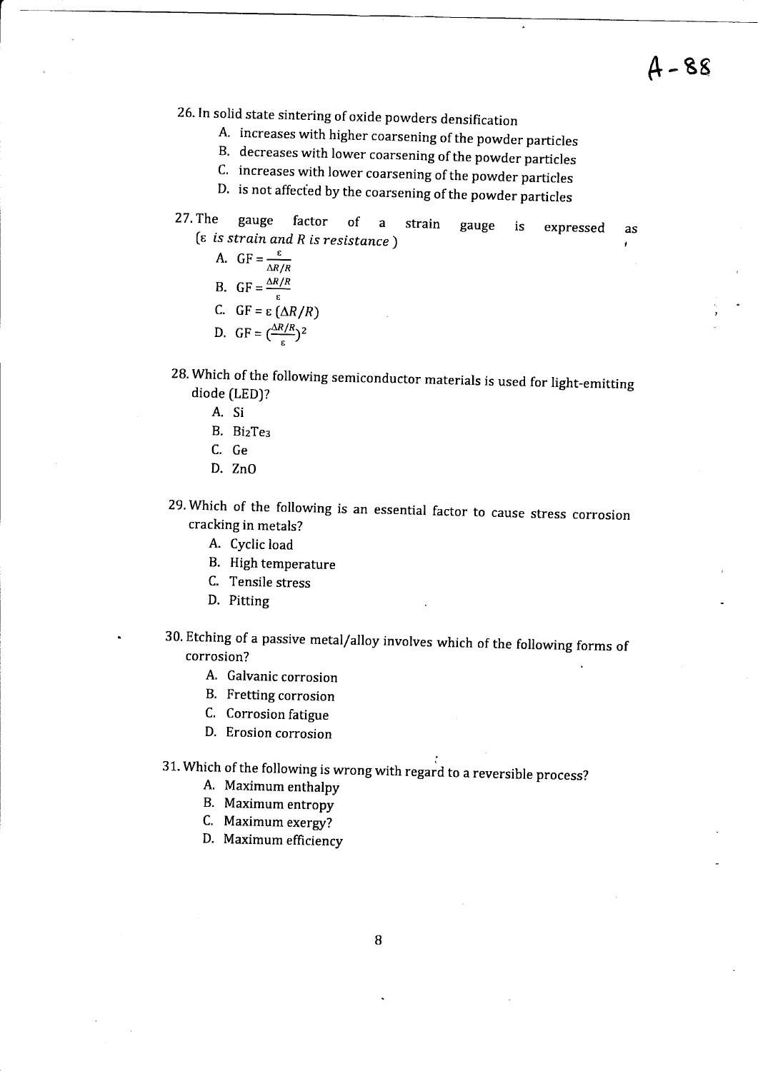A-88

26. In solid state sintering of oxide powders densification
    A. increases with higher coarsening of the powder particles
    B. decreases with lower coarsening of the powder particles
    C. increases with lower coarsening of the powder particles
    D. is not affected by the coarsening of the powder particles

27. The gauge factor of a strain gauge is expressed as ($\varepsilon$ *is strain and R is resistance*)
    A. $GF = \frac{\varepsilon}{\Delta R/R}$
    B. $GF = \frac{\Delta R/R}{\varepsilon}$
    C. $GF = \varepsilon\,(\Delta R/R)$
    D. $GF = (\frac{\Delta R/R}{\varepsilon})^2$

28. Which of the following semiconductor materials is used for light-emitting diode (LED)?
    A. Si
    B. $Bi_2Te_3$
    C. Ge
    D. ZnO

29. Which of the following is an essential factor to cause stress corrosion cracking in metals?
    A. Cyclic load
    B. High temperature
    C. Tensile stress
    D. Pitting

30. Etching of a passive metal/alloy involves which of the following forms of corrosion?
    A. Galvanic corrosion
    B. Fretting corrosion
    C. Corrosion fatigue
    D. Erosion corrosion

31. Which of the following is wrong with regard to a reversible process?
    A. Maximum enthalpy
    B. Maximum entropy
    C. Maximum exergy?
    D. Maximum efficiency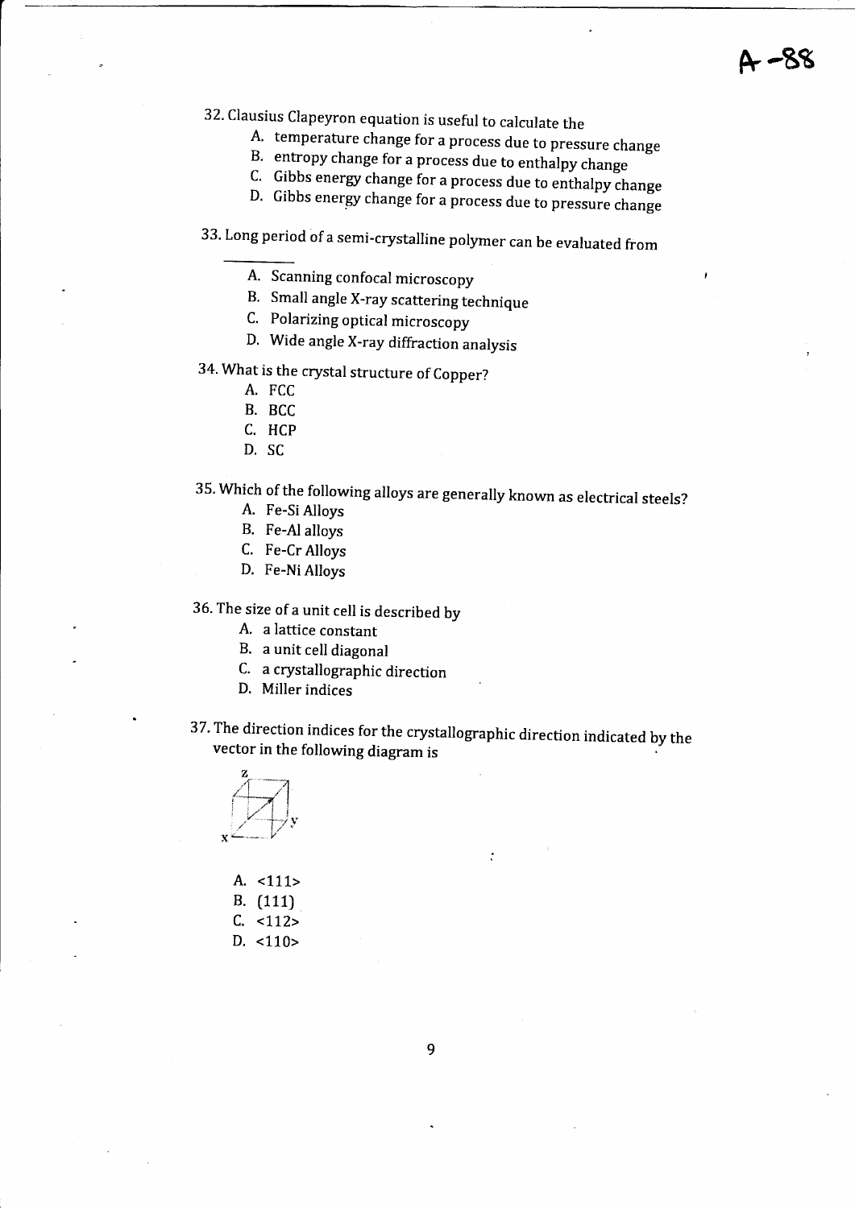32. Clausius Clapeyron equation is useful to calculate the
   A. temperature change for a process due to pressure change
   B. entropy change for a process due to enthalpy change
   C. Gibbs energy change for a process due to enthalpy change
   D. Gibbs energy change for a process due to pressure change

33. Long period of a semi-crystalline polymer can be evaluated from ______
   A. Scanning confocal microscopy
   B. Small angle X-ray scattering technique
   C. Polarizing optical microscopy
   D. Wide angle X-ray diffraction analysis

34. What is the crystal structure of Copper?
   A. FCC
   B. BCC
   C. HCP
   D. SC

35. Which of the following alloys are generally known as electrical steels?
   A. Fe-Si Alloys
   B. Fe-Al alloys
   C. Fe-Cr Alloys
   D. Fe-Ni Alloys

36. The size of a unit cell is described by
   A. a lattice constant
   B. a unit cell diagonal
   C. a crystallographic direction
   D. Miller indices

37. The direction indices for the crystallographic direction indicated by the vector in the following diagram is

   A. <111>
   B. (111)
   C. <112>
   D. <110>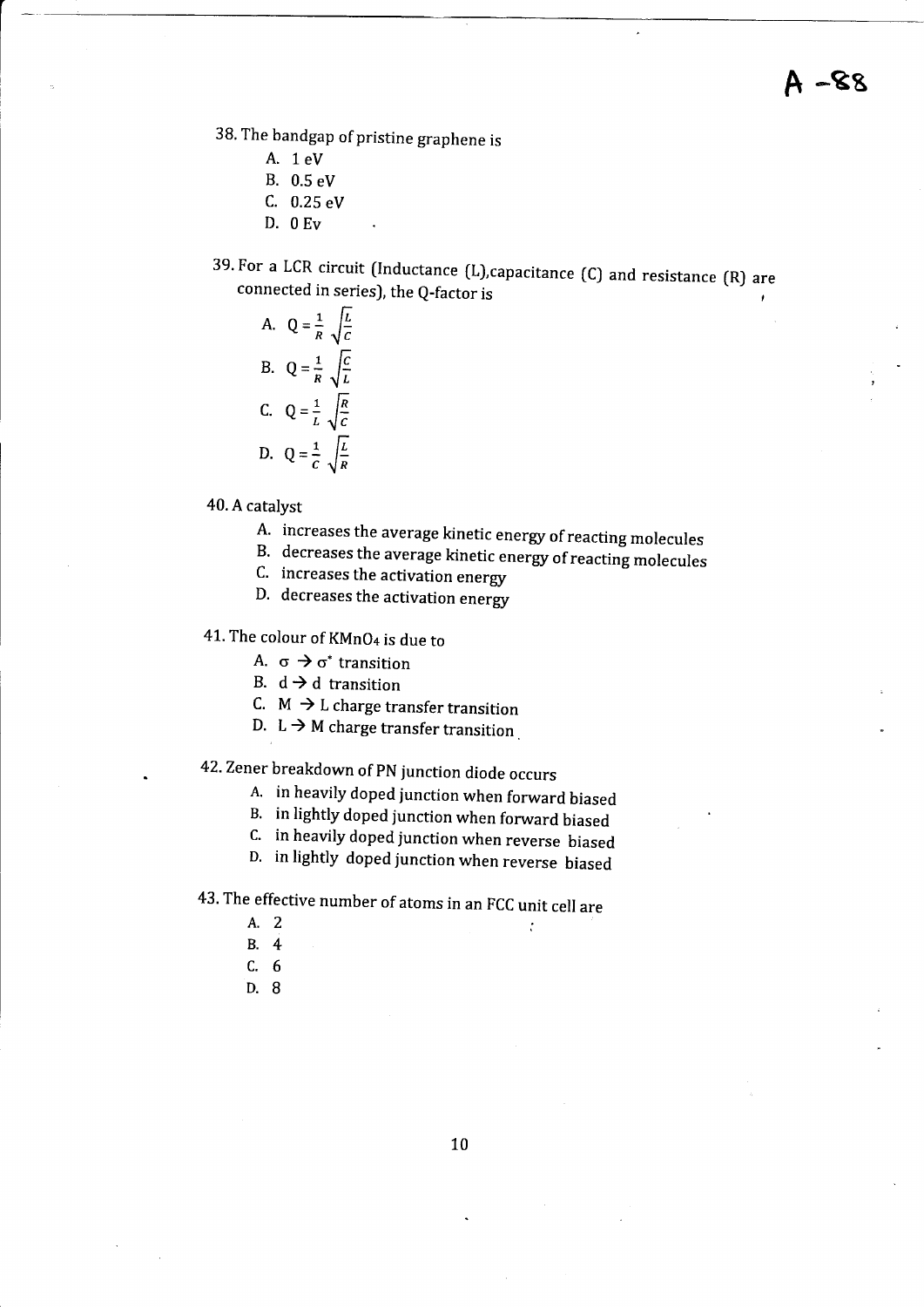A -88

38. The bandgap of pristine graphene is

   A. 1 eV
   B. 0.5 eV
   C. 0.25 eV
   D. 0 Ev

39. For a LCR circuit (Inductance (L),capacitance (C) and resistance (R) are connected in series), the Q-factor is

   A. $Q = \frac{1}{R}\sqrt{\frac{L}{C}}$
   B. $Q = \frac{1}{R}\sqrt{\frac{C}{L}}$
   C. $Q = \frac{1}{L}\sqrt{\frac{R}{C}}$
   D. $Q = \frac{1}{C}\sqrt{\frac{L}{R}}$

40. A catalyst

   A. increases the average kinetic energy of reacting molecules
   B. decreases the average kinetic energy of reacting molecules
   C. increases the activation energy
   D. decreases the activation energy

41. The colour of $KMnO_4$ is due to

   A. $\sigma \rightarrow \sigma^*$ transition
   B. $d \rightarrow d$ transition
   C. $M \rightarrow L$ charge transfer transition
   D. $L \rightarrow M$ charge transfer transition

42. Zener breakdown of PN junction diode occurs

   A. in heavily doped junction when forward biased
   B. in lightly doped junction when forward biased
   C. in heavily doped junction when reverse biased
   D. in lightly doped junction when reverse biased

43. The effective number of atoms in an FCC unit cell are

   A. 2
   B. 4
   C. 6
   D. 8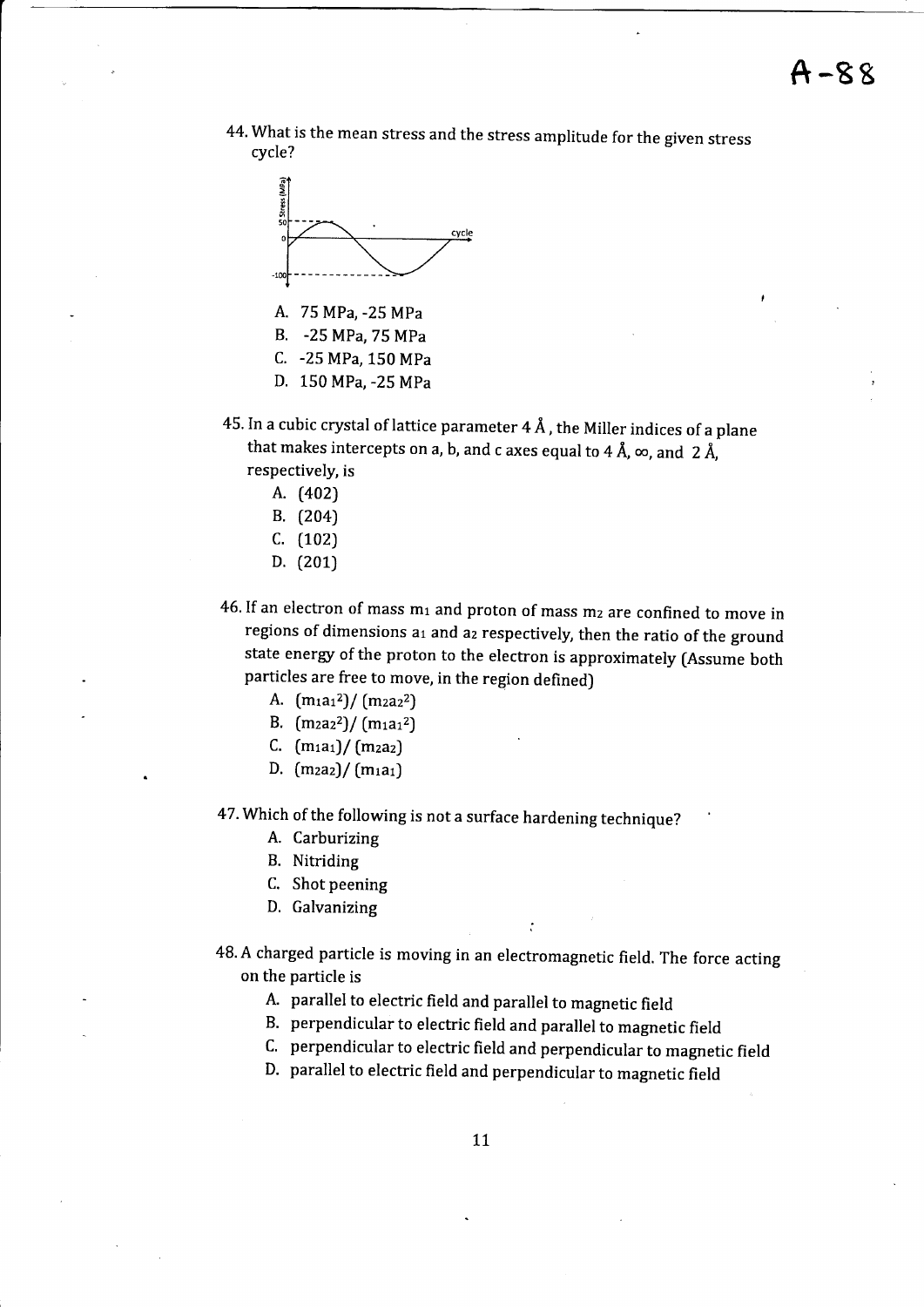44. What is the mean stress and the stress amplitude for the given stress cycle?

   A. 75 MPa, -25 MPa
   B. -25 MPa, 75 MPa
   C. -25 MPa, 150 MPa
   D. 150 MPa, -25 MPa

45. In a cubic crystal of lattice parameter 4 Å, the Miller indices of a plane that makes intercepts on a, b, and c axes equal to 4 Å, ∞, and 2 Å, respectively, is

   A. (402)
   B. (204)
   C. (102)
   D. (201)

46. If an electron of mass $m_1$ and proton of mass $m_2$ are confined to move in regions of dimensions $a_1$ and $a_2$ respectively, then the ratio of the ground state energy of the proton to the electron is approximately (Assume both particles are free to move, in the region defined)

   A. $(m_1a_1^2)/(m_2a_2^2)$
   B. $(m_2a_2^2)/(m_1a_1^2)$
   C. $(m_1a_1)/(m_2a_2)$
   D. $(m_2a_2)/(m_1a_1)$

47. Which of the following is not a surface hardening technique?

   A. Carburizing
   B. Nitriding
   C. Shot peening
   D. Galvanizing

48. A charged particle is moving in an electromagnetic field. The force acting on the particle is

   A. parallel to electric field and parallel to magnetic field
   B. perpendicular to electric field and parallel to magnetic field
   C. perpendicular to electric field and perpendicular to magnetic field
   D. parallel to electric field and perpendicular to magnetic field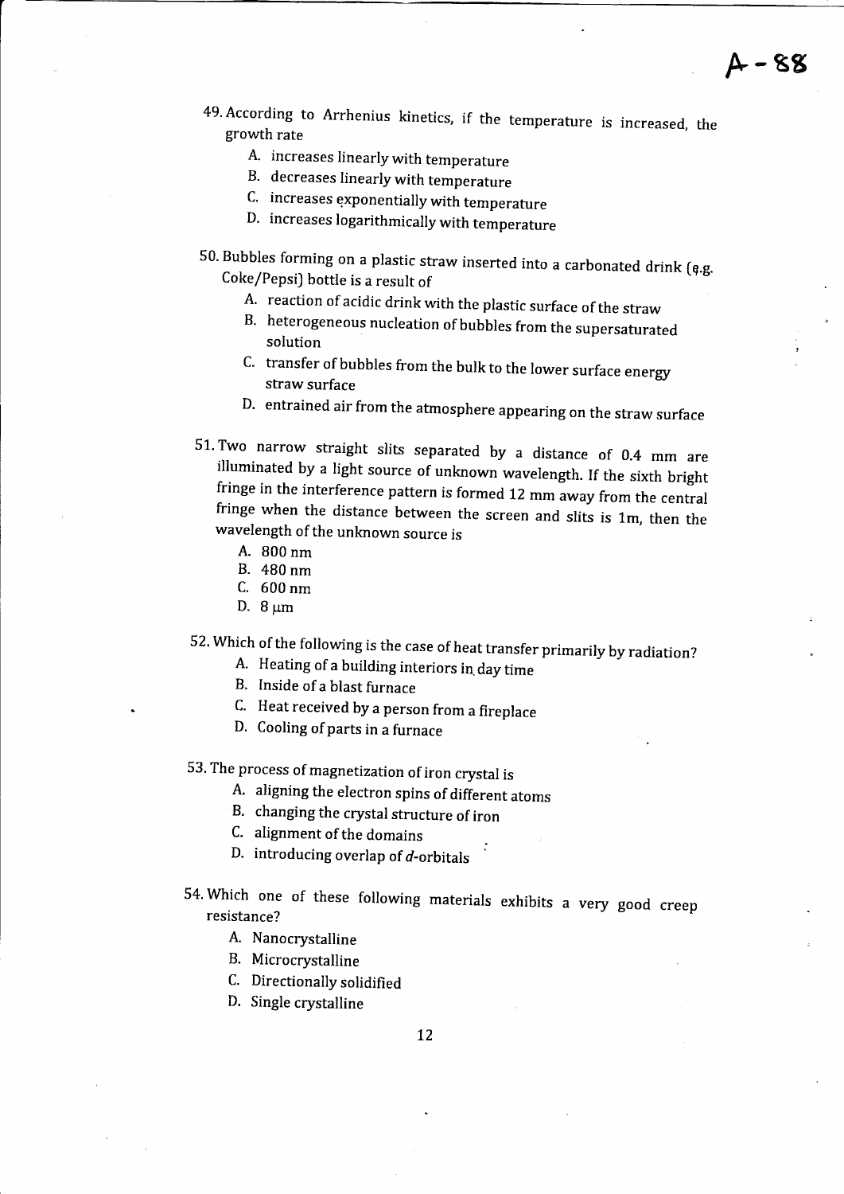A - 88

49. According to Arrhenius kinetics, if the temperature is increased, the growth rate

    A. increases linearly with temperature
    B. decreases linearly with temperature
    C. increases exponentially with temperature
    D. increases logarithmically with temperature

50. Bubbles forming on a plastic straw inserted into a carbonated drink (e.g. Coke/Pepsi) bottle is a result of

    A. reaction of acidic drink with the plastic surface of the straw
    B. heterogeneous nucleation of bubbles from the supersaturated solution
    C. transfer of bubbles from the bulk to the lower surface energy straw surface
    D. entrained air from the atmosphere appearing on the straw surface

51. Two narrow straight slits separated by a distance of 0.4 mm are illuminated by a light source of unknown wavelength. If the sixth bright fringe in the interference pattern is formed 12 mm away from the central fringe when the distance between the screen and slits is 1m, then the wavelength of the unknown source is

    A. 800 nm
    B. 480 nm
    C. 600 nm
    D. 8 μm

52. Which of the following is the case of heat transfer primarily by radiation?

    A. Heating of a building interiors in day time
    B. Inside of a blast furnace
    C. Heat received by a person from a fireplace
    D. Cooling of parts in a furnace

53. The process of magnetization of iron crystal is

    A. aligning the electron spins of different atoms
    B. changing the crystal structure of iron
    C. alignment of the domains
    D. introducing overlap of *d*-orbitals

54. Which one of these following materials exhibits a very good creep resistance?

    A. Nanocrystalline
    B. Microcrystalline
    C. Directionally solidified
    D. Single crystalline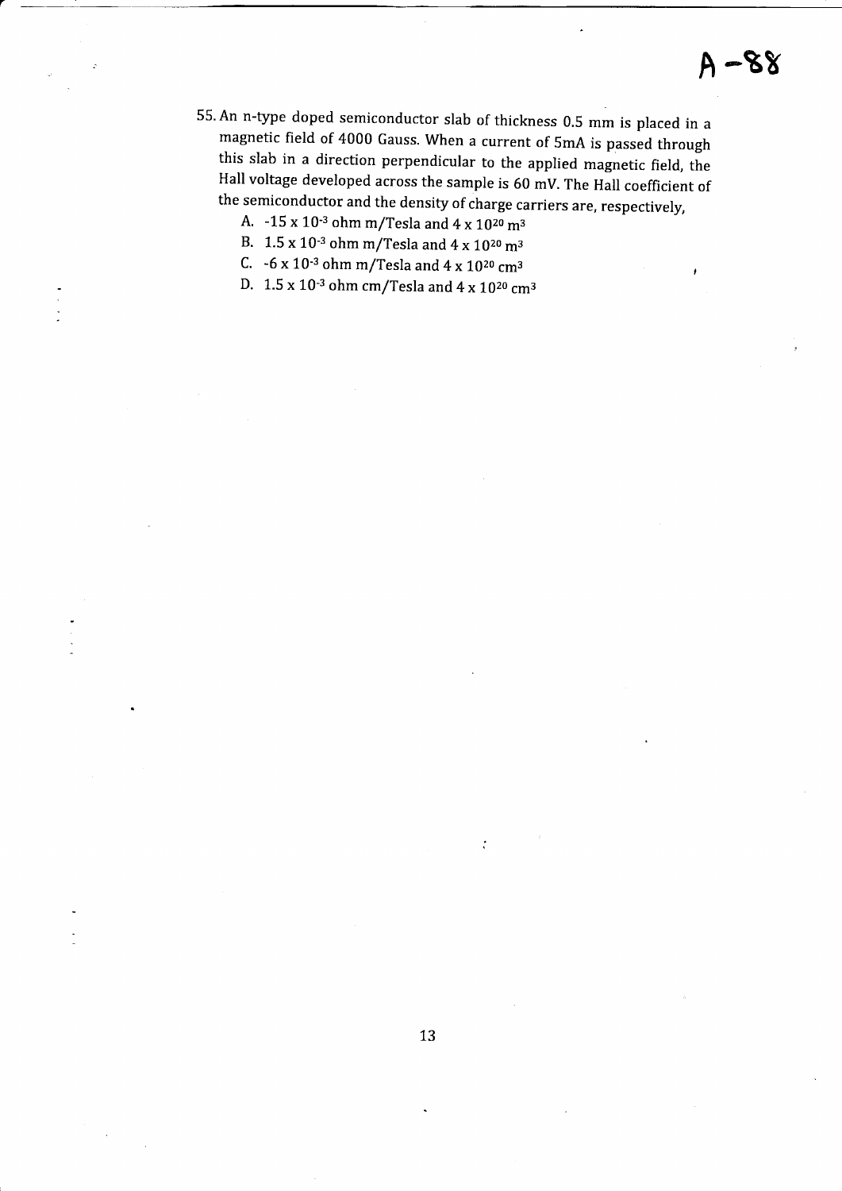55. An n-type doped semiconductor slab of thickness 0.5 mm is placed in a magnetic field of 4000 Gauss. When a current of 5mA is passed through this slab in a direction perpendicular to the applied magnetic field, the Hall voltage developed across the sample is 60 mV. The Hall coefficient of the semiconductor and the density of charge carriers are, respectively,

   A. $-15 \times 10^{-3}$ ohm m/Tesla and $4 \times 10^{20}$ $m^3$
   B. $1.5 \times 10^{-3}$ ohm m/Tesla and $4 \times 10^{20}$ $m^3$
   C. $-6 \times 10^{-3}$ ohm m/Tesla and $4 \times 10^{20}$ $cm^3$
   D. $1.5 \times 10^{-3}$ ohm cm/Tesla and $4 \times 10^{20}$ $cm^3$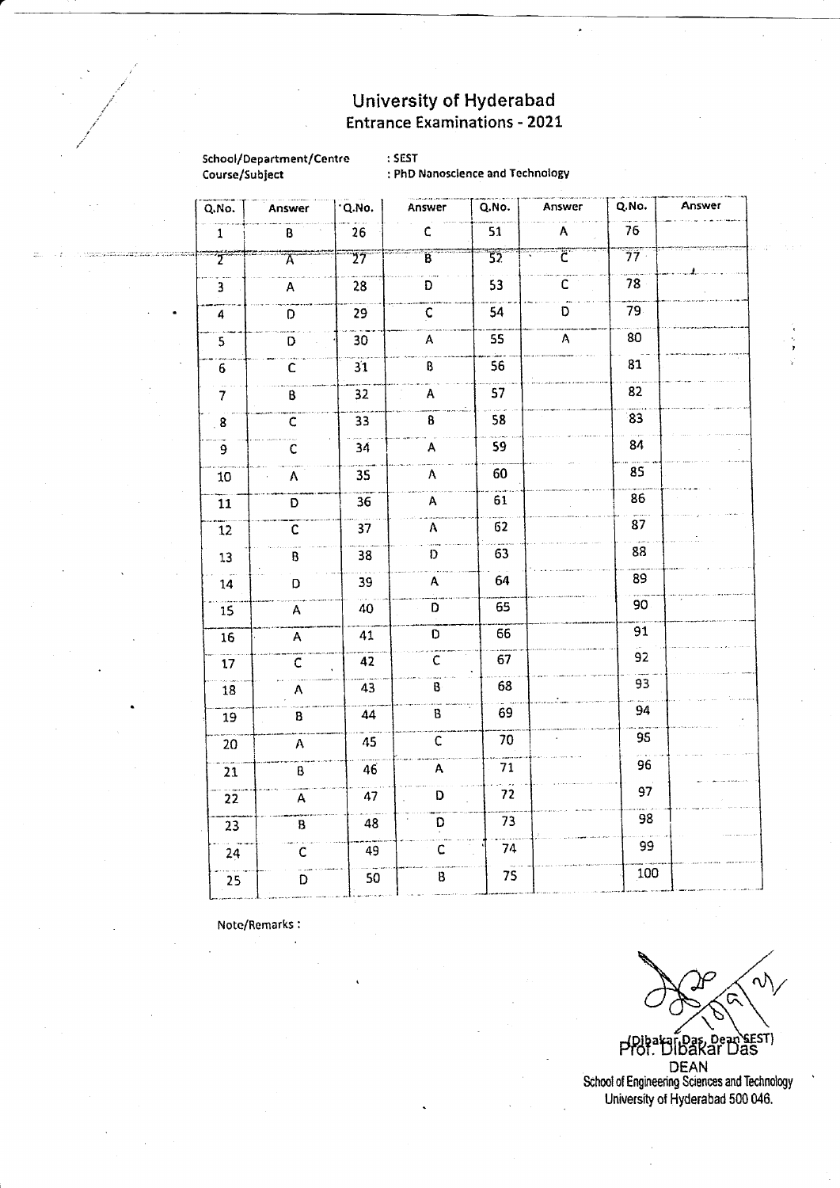# University of Hyderabad
## Entrance Examinations - 2021

School/Department/Centre : SEST
Course/Subject : PhD Nanoscience and Technology

| Q.No. | Answer | Q.No. | Answer | Q.No. | Answer | Q.No. | Answer |
|---|---|---|---|---|---|---|---|
| 1 | B | 26 | C | 51 | A | 76 | |
| 2 | A | 27 | B | 52 | C | 77 | |
| 3 | A | 28 | D | 53 | C | 78 | |
| 4 | D | 29 | C | 54 | D | 79 | |
| 5 | D | 30 | A | 55 | A | 80 | |
| 6 | C | 31 | B | 56 | | 81 | |
| 7 | B | 32 | A | 57 | | 82 | |
| 8 | C | 33 | B | 58 | | 83 | |
| 9 | C | 34 | A | 59 | | 84 | |
| 10 | A | 35 | A | 60 | | 85 | |
| 11 | D | 36 | A | 61 | | 86 | |
| 12 | C | 37 | A | 62 | | 87 | |
| 13 | B | 38 | D | 63 | | 88 | |
| 14 | D | 39 | A | 64 | | 89 | |
| 15 | A | 40 | D | 65 | | 90 | |
| 16 | A | 41 | D | 66 | | 91 | |
| 17 | C | 42 | C | 67 | | 92 | |
| 18 | A | 43 | B | 68 | | 93 | |
| 19 | B | 44 | B | 69 | | 94 | |
| 20 | A | 45 | C | 70 | | 95 | |
| 21 | B | 46 | A | 71 | | 96 | |
| 22 | A | 47 | D | 72 | | 97 | |
| 23 | B | 48 | D | 73 | | 98 | |
| 24 | C | 49 | C | 74 | | 99 | |
| 25 | D | 50 | B | 75 | | 100 | |

Note/Remarks :

(Dibakar Das, Dean SEST)
Prof. Dibakar Das
DEAN
School of Engineering Sciences and Technology
University of Hyderabad 500 046.